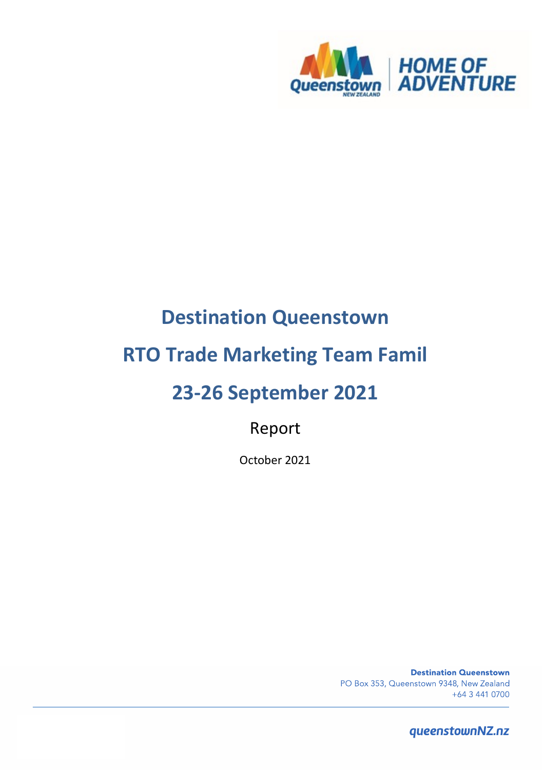# Destination Queenstown

# RTO Trade Marketing Team Famil

# 23-26 September 2021

Report

October 2021

**Destination Queenstown**
PO Box 353, Queenstown 9348, New Zealand
+64 3 441 0700

queenstownNZ.nz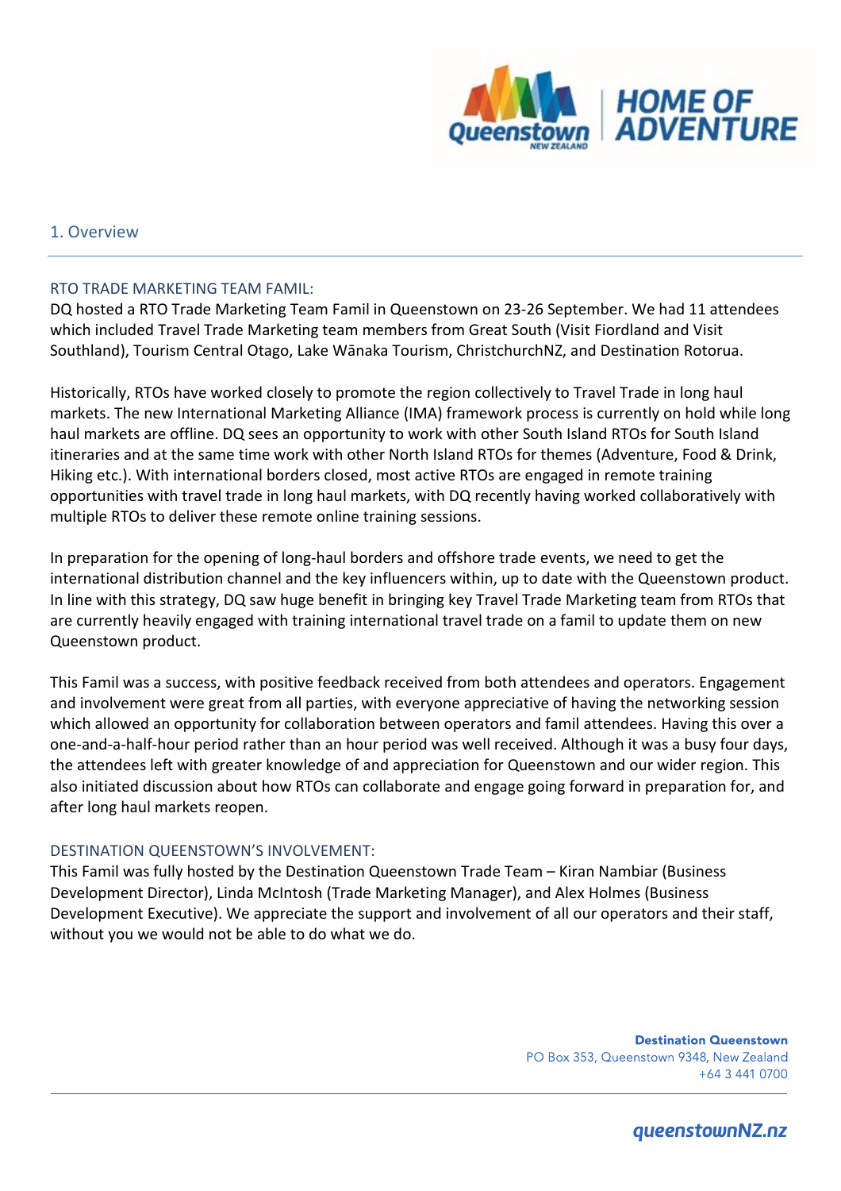## 1. Overview

### RTO TRADE MARKETING TEAM FAMIL:

DQ hosted a RTO Trade Marketing Team Famil in Queenstown on 23-26 September. We had 11 attendees which included Travel Trade Marketing team members from Great South (Visit Fiordland and Visit Southland), Tourism Central Otago, Lake Wānaka Tourism, ChristchurchNZ, and Destination Rotorua.

Historically, RTOs have worked closely to promote the region collectively to Travel Trade in long haul markets. The new International Marketing Alliance (IMA) framework process is currently on hold while long haul markets are offline. DQ sees an opportunity to work with other South Island RTOs for South Island itineraries and at the same time work with other North Island RTOs for themes (Adventure, Food & Drink, Hiking etc.). With international borders closed, most active RTOs are engaged in remote training opportunities with travel trade in long haul markets, with DQ recently having worked collaboratively with multiple RTOs to deliver these remote online training sessions.

In preparation for the opening of long-haul borders and offshore trade events, we need to get the international distribution channel and the key influencers within, up to date with the Queenstown product. In line with this strategy, DQ saw huge benefit in bringing key Travel Trade Marketing team from RTOs that are currently heavily engaged with training international travel trade on a famil to update them on new Queenstown product.

This Famil was a success, with positive feedback received from both attendees and operators. Engagement and involvement were great from all parties, with everyone appreciative of having the networking session which allowed an opportunity for collaboration between operators and famil attendees. Having this over a one-and-a-half-hour period rather than an hour period was well received. Although it was a busy four days, the attendees left with greater knowledge of and appreciation for Queenstown and our wider region. This also initiated discussion about how RTOs can collaborate and engage going forward in preparation for, and after long haul markets reopen.

### DESTINATION QUEENSTOWN'S INVOLVEMENT:

This Famil was fully hosted by the Destination Queenstown Trade Team – Kiran Nambiar (Business Development Director), Linda McIntosh (Trade Marketing Manager), and Alex Holmes (Business Development Executive). We appreciate the support and involvement of all our operators and their staff, without you we would not be able to do what we do.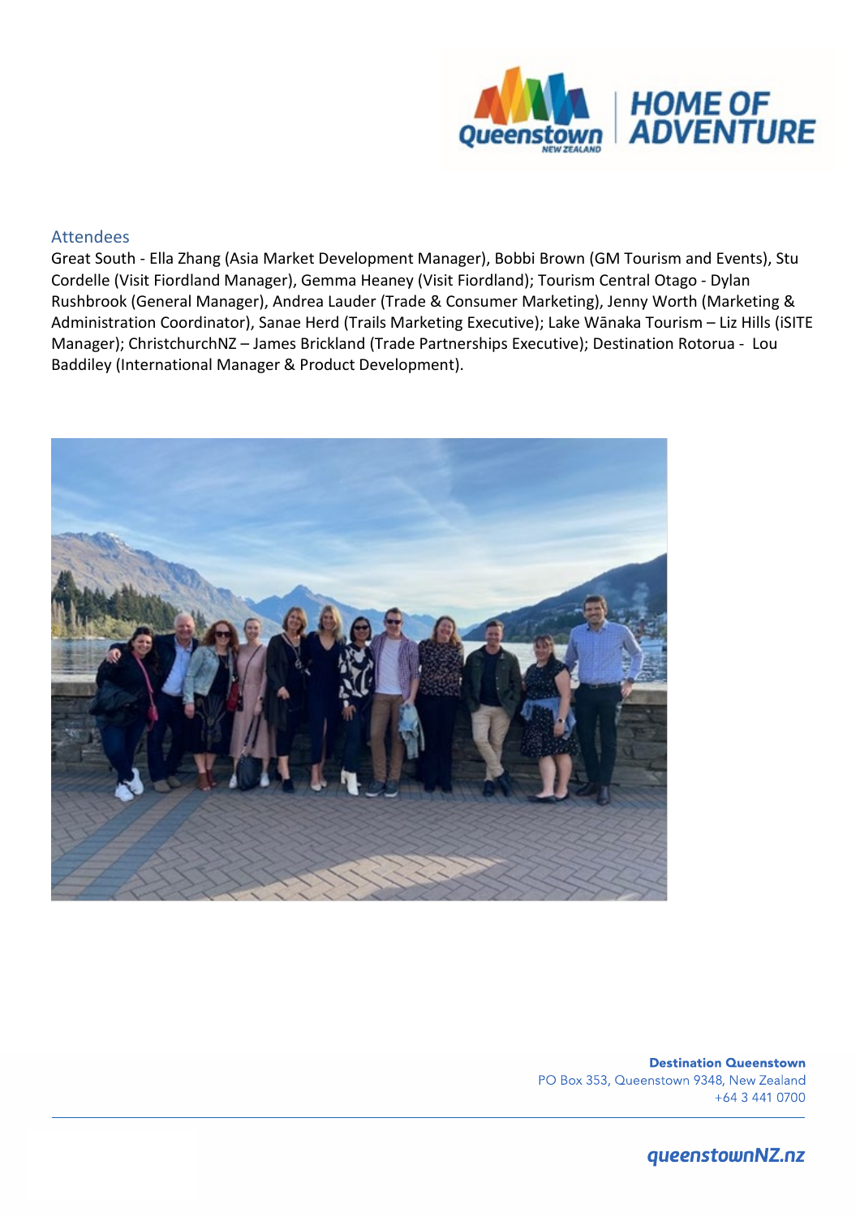## Attendees

Great South - Ella Zhang (Asia Market Development Manager), Bobbi Brown (GM Tourism and Events), Stu Cordelle (Visit Fiordland Manager), Gemma Heaney (Visit Fiordland); Tourism Central Otago - Dylan Rushbrook (General Manager), Andrea Lauder (Trade & Consumer Marketing), Jenny Worth (Marketing & Administration Coordinator), Sanae Herd (Trails Marketing Executive); Lake Wānaka Tourism – Liz Hills (iSITE Manager); ChristchurchNZ – James Brickland (Trade Partnerships Executive); Destination Rotorua - Lou Baddiley (International Manager & Product Development).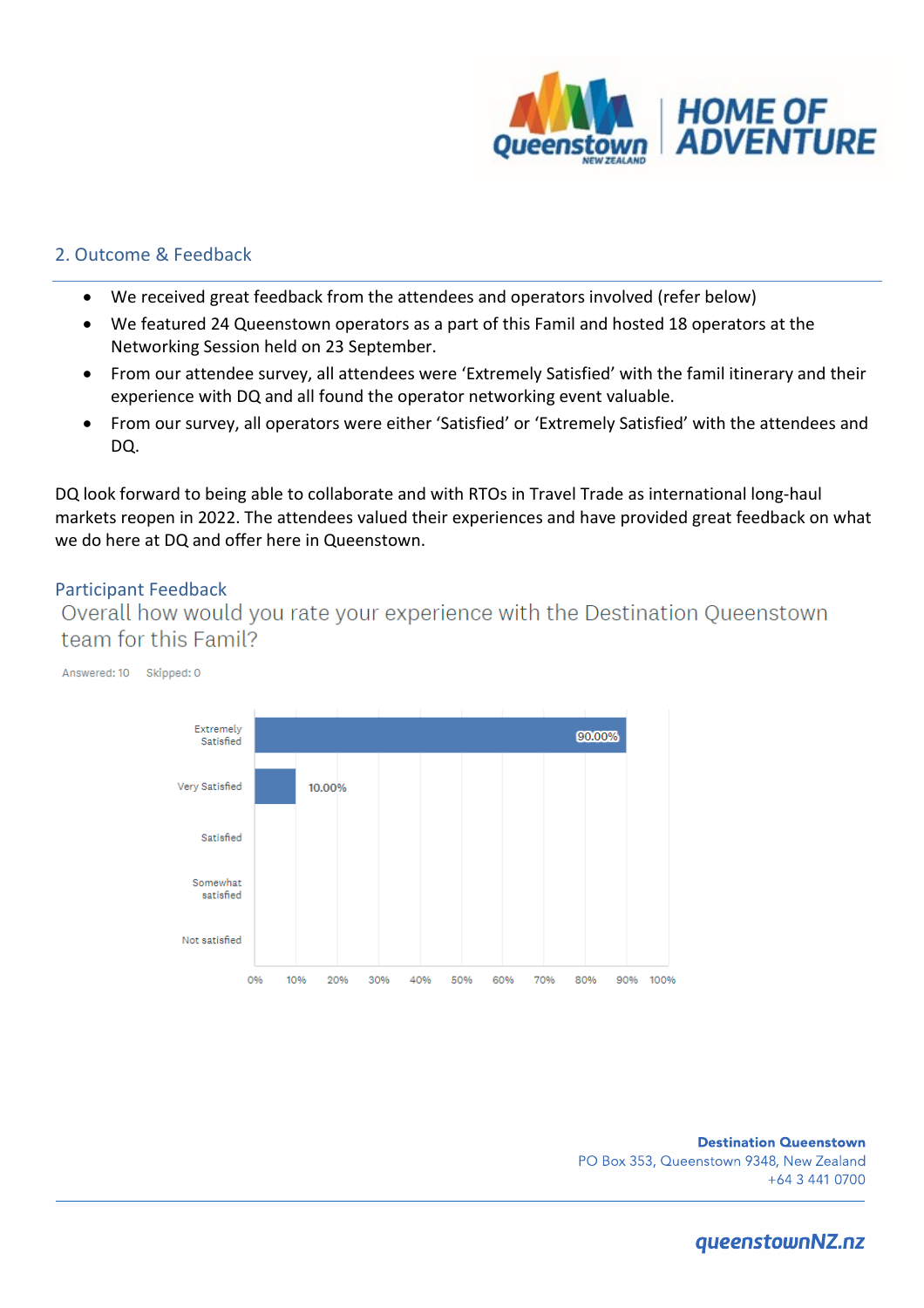## 2. Outcome & Feedback

- We received great feedback from the attendees and operators involved (refer below)
- We featured 24 Queenstown operators as a part of this Famil and hosted 18 operators at the Networking Session held on 23 September.
- From our attendee survey, all attendees were 'Extremely Satisfied' with the famil itinerary and their experience with DQ and all found the operator networking event valuable.
- From our survey, all operators were either 'Satisfied' or 'Extremely Satisfied' with the attendees and DQ.

DQ look forward to being able to collaborate and with RTOs in Travel Trade as international long-haul markets reopen in 2022. The attendees valued their experiences and have provided great feedback on what we do here at DQ and offer here in Queenstown.

### Participant Feedback

Overall how would you rate your experience with the Destination Queenstown team for this Famil?

Answered: 10 Skipped: 0

| Response | Percentage |
|---|---|
| Extremely Satisfied | 90.00% |
| Very Satisfied | 10.00% |
| Satisfied | |
| Somewhat satisfied | |
| Not satisfied | |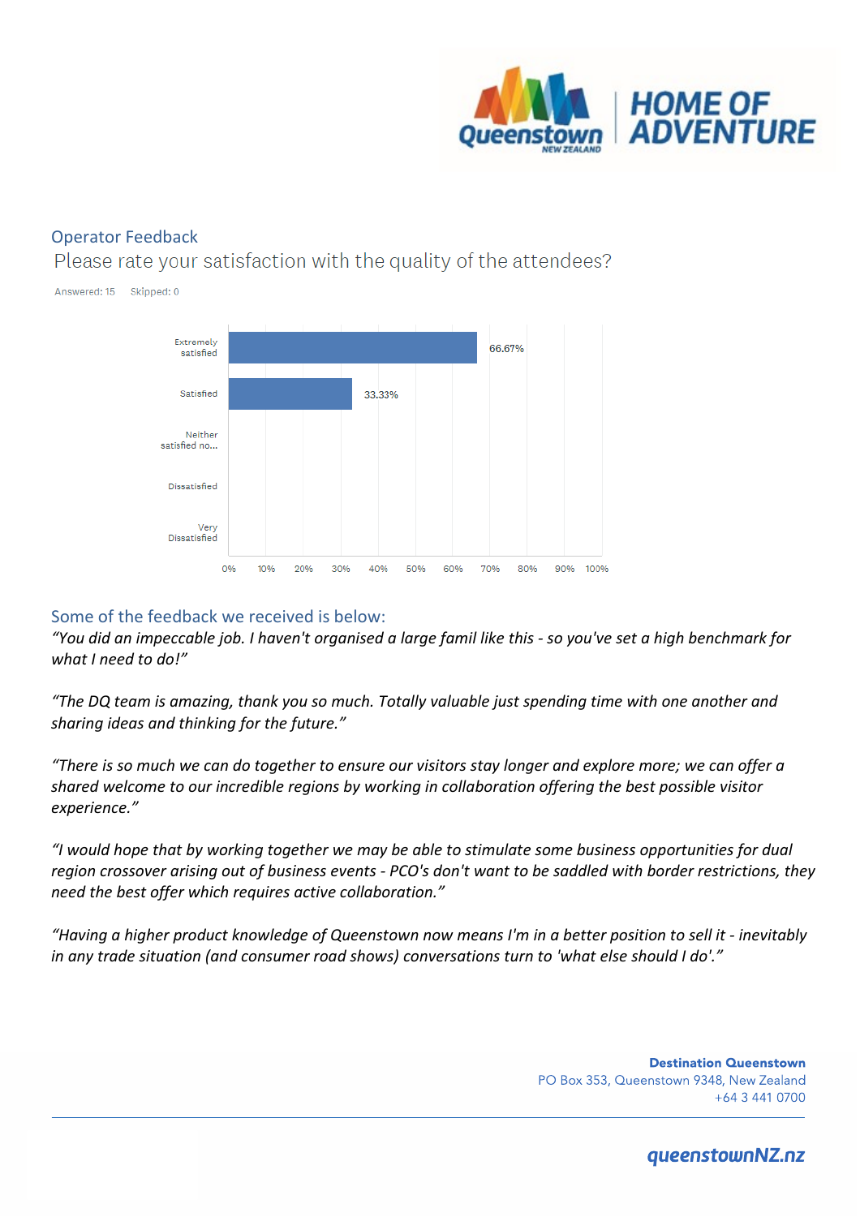## Operator Feedback

### Please rate your satisfaction with the quality of the attendees?

Answered: 15 Skipped: 0

Extremely satisfied
66.67%
Satisfied
33.33%
Neither satisfied no...
Dissatisfied
Very Dissatisfied

0% 10% 20% 30% 40% 50% 60% 70% 80% 90% 100%

### Some of the feedback we received is below:

*“You did an impeccable job. I haven't organised a large famil like this - so you've set a high benchmark for what I need to do!”*

*“The DQ team is amazing, thank you so much. Totally valuable just spending time with one another and sharing ideas and thinking for the future.”*

*“There is so much we can do together to ensure our visitors stay longer and explore more; we can offer a shared welcome to our incredible regions by working in collaboration offering the best possible visitor experience.”*

*“I would hope that by working together we may be able to stimulate some business opportunities for dual region crossover arising out of business events - PCO's don't want to be saddled with border restrictions, they need the best offer which requires active collaboration.”*

*“Having a higher product knowledge of Queenstown now means I'm in a better position to sell it - inevitably in any trade situation (and consumer road shows) conversations turn to 'what else should I do'.”*

**Destination Queenstown**
PO Box 353, Queenstown 9348, New Zealand
+64 3 441 0700

queenstownNZ.nz